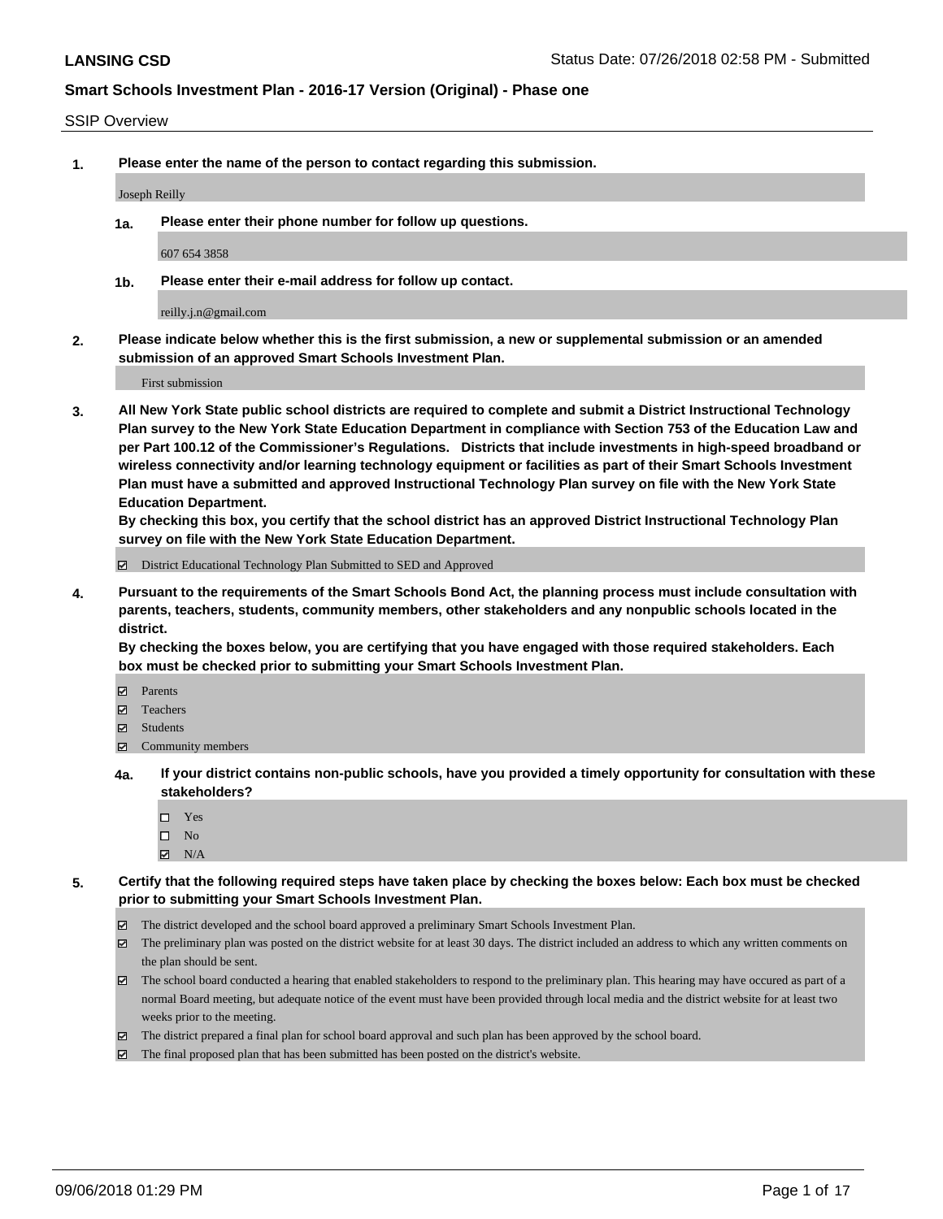**LANSING CSD** Status Date: 07/26/2018 02:58 PM - Submitted

## Smart Schools Investment Plan - 2016-17 Version (Original) - Phase one

SSIP Overview

**1. Please enter the name of the person to contact regarding this submission.**

Joseph Reilly

**1a. Please enter their phone number for follow up questions.**

607 654 3858

**1b. Please enter their e-mail address for follow up contact.**

reilly.j.n@gmail.com

**2. Please indicate below whether this is the first submission, a new or supplemental submission or an amended submission of an approved Smart Schools Investment Plan.**

First submission

**3. All New York State public school districts are required to complete and submit a District Instructional Technology Plan survey to the New York State Education Department in compliance with Section 753 of the Education Law and per Part 100.12 of the Commissioner's Regulations. Districts that include investments in high-speed broadband or wireless connectivity and/or learning technology equipment or facilities as part of their Smart Schools Investment Plan must have a submitted and approved Instructional Technology Plan survey on file with the New York State Education Department.**
**By checking this box, you certify that the school district has an approved District Instructional Technology Plan survey on file with the New York State Education Department.**

- ☑ District Educational Technology Plan Submitted to SED and Approved

**4. Pursuant to the requirements of the Smart Schools Bond Act, the planning process must include consultation with parents, teachers, students, community members, other stakeholders and any nonpublic schools located in the district.**
**By checking the boxes below, you are certifying that you have engaged with those required stakeholders. Each box must be checked prior to submitting your Smart Schools Investment Plan.**

- ☑ Parents
- ☑ Teachers
- ☑ Students
- ☑ Community members

**4a. If your district contains non-public schools, have you provided a timely opportunity for consultation with these stakeholders?**

- ☐ Yes
- ☐ No
- ☑ N/A

**5. Certify that the following required steps have taken place by checking the boxes below: Each box must be checked prior to submitting your Smart Schools Investment Plan.**

- ☑ The district developed and the school board approved a preliminary Smart Schools Investment Plan.
- ☑ The preliminary plan was posted on the district website for at least 30 days. The district included an address to which any written comments on the plan should be sent.
- ☑ The school board conducted a hearing that enabled stakeholders to respond to the preliminary plan. This hearing may have occured as part of a normal Board meeting, but adequate notice of the event must have been provided through local media and the district website for at least two weeks prior to the meeting.
- ☑ The district prepared a final plan for school board approval and such plan has been approved by the school board.
- ☑ The final proposed plan that has been submitted has been posted on the district's website.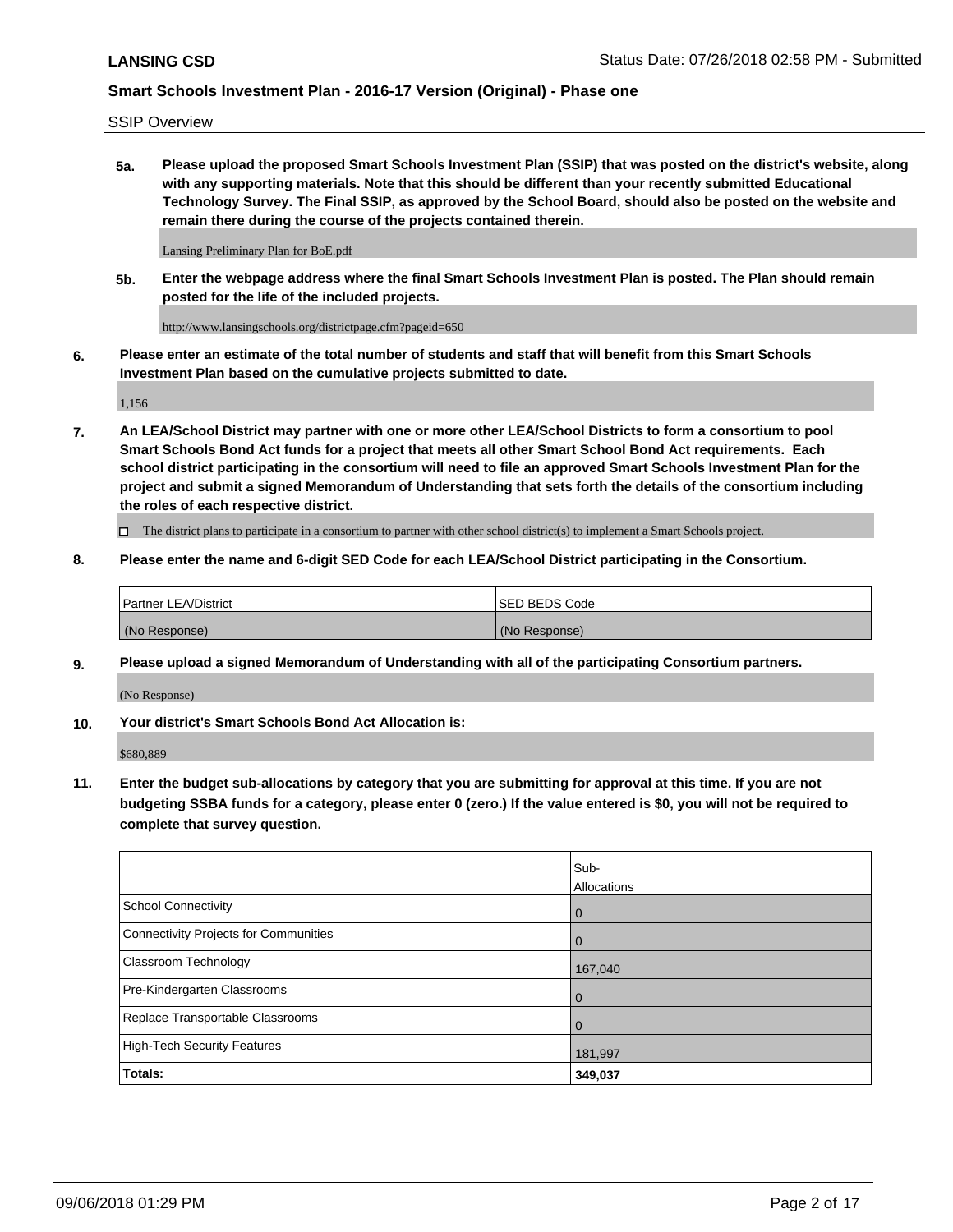SSIP Overview

**5a. Please upload the proposed Smart Schools Investment Plan (SSIP) that was posted on the district's website, along with any supporting materials. Note that this should be different than your recently submitted Educational Technology Survey. The Final SSIP, as approved by the School Board, should also be posted on the website and remain there during the course of the projects contained therein.**

Lansing Preliminary Plan for BoE.pdf

**5b. Enter the webpage address where the final Smart Schools Investment Plan is posted. The Plan should remain posted for the life of the included projects.**

http://www.lansingschools.org/districtpage.cfm?pageid=650

**6. Please enter an estimate of the total number of students and staff that will benefit from this Smart Schools Investment Plan based on the cumulative projects submitted to date.**

1,156

**7. An LEA/School District may partner with one or more other LEA/School Districts to form a consortium to pool Smart Schools Bond Act funds for a project that meets all other Smart School Bond Act requirements. Each school district participating in the consortium will need to file an approved Smart Schools Investment Plan for the project and submit a signed Memorandum of Understanding that sets forth the details of the consortium including the roles of each respective district.**

☐ The district plans to participate in a consortium to partner with other school district(s) to implement a Smart Schools project.

**8. Please enter the name and 6-digit SED Code for each LEA/School District participating in the Consortium.**

| Partner LEA/District | SED BEDS Code |
|---|---|
| (No Response) | (No Response) |

**9. Please upload a signed Memorandum of Understanding with all of the participating Consortium partners.**

(No Response)

**10. Your district's Smart Schools Bond Act Allocation is:**

$680,889

**11. Enter the budget sub-allocations by category that you are submitting for approval at this time. If you are not budgeting SSBA funds for a category, please enter 0 (zero.) If the value entered is $0, you will not be required to complete that survey question.**

| | Sub-Allocations |
|---|---|
| School Connectivity | 0 |
| Connectivity Projects for Communities | 0 |
| Classroom Technology | 167,040 |
| Pre-Kindergarten Classrooms | 0 |
| Replace Transportable Classrooms | 0 |
| High-Tech Security Features | 181,997 |
| **Totals:** | **349,037** |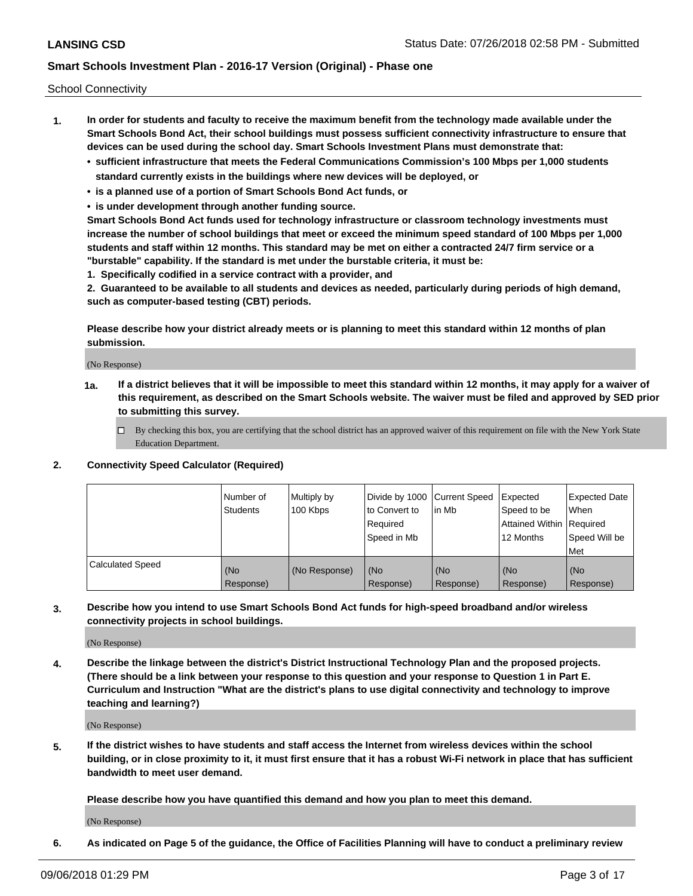School Connectivity

1. **In order for students and faculty to receive the maximum benefit from the technology made available under the Smart Schools Bond Act, their school buildings must possess sufficient connectivity infrastructure to ensure that devices can be used during the school day. Smart Schools Investment Plans must demonstrate that:**
   - **sufficient infrastructure that meets the Federal Communications Commission's 100 Mbps per 1,000 students standard currently exists in the buildings where new devices will be deployed, or**
   - **is a planned use of a portion of Smart Schools Bond Act funds, or**
   - **is under development through another funding source.**

   **Smart Schools Bond Act funds used for technology infrastructure or classroom technology investments must increase the number of school buildings that meet or exceed the minimum speed standard of 100 Mbps per 1,000 students and staff within 12 months. This standard may be met on either a contracted 24/7 firm service or a "burstable" capability. If the standard is met under the burstable criteria, it must be:**

   **1. Specifically codified in a service contract with a provider, and**

   **2. Guaranteed to be available to all students and devices as needed, particularly during periods of high demand, such as computer-based testing (CBT) periods.**

   **Please describe how your district already meets or is planning to meet this standard within 12 months of plan submission.**

   (No Response)

   **1a. If a district believes that it will be impossible to meet this standard within 12 months, it may apply for a waiver of this requirement, as described on the Smart Schools website. The waiver must be filed and approved by SED prior to submitting this survey.**

   ☐ By checking this box, you are certifying that the school district has an approved waiver of this requirement on file with the New York State Education Department.

2. **Connectivity Speed Calculator (Required)**

| | Number of Students | Multiply by 100 Kbps | Divide by 1000 to Convert to Required Speed in Mb | Current Speed in Mb | Expected Speed to be Attained Within 12 Months | Expected Date When Required Speed Will be Met |
|---|---|---|---|---|---|---|
| Calculated Speed | (No Response) | (No Response) | (No Response) | (No Response) | (No Response) | (No Response) |

3. **Describe how you intend to use Smart Schools Bond Act funds for high-speed broadband and/or wireless connectivity projects in school buildings.**

   (No Response)

4. **Describe the linkage between the district's District Instructional Technology Plan and the proposed projects. (There should be a link between your response to this question and your response to Question 1 in Part E. Curriculum and Instruction "What are the district's plans to use digital connectivity and technology to improve teaching and learning?)**

   (No Response)

5. **If the district wishes to have students and staff access the Internet from wireless devices within the school building, or in close proximity to it, it must first ensure that it has a robust Wi-Fi network in place that has sufficient bandwidth to meet user demand.**

   **Please describe how you have quantified this demand and how you plan to meet this demand.**

   (No Response)

6. **As indicated on Page 5 of the guidance, the Office of Facilities Planning will have to conduct a preliminary review**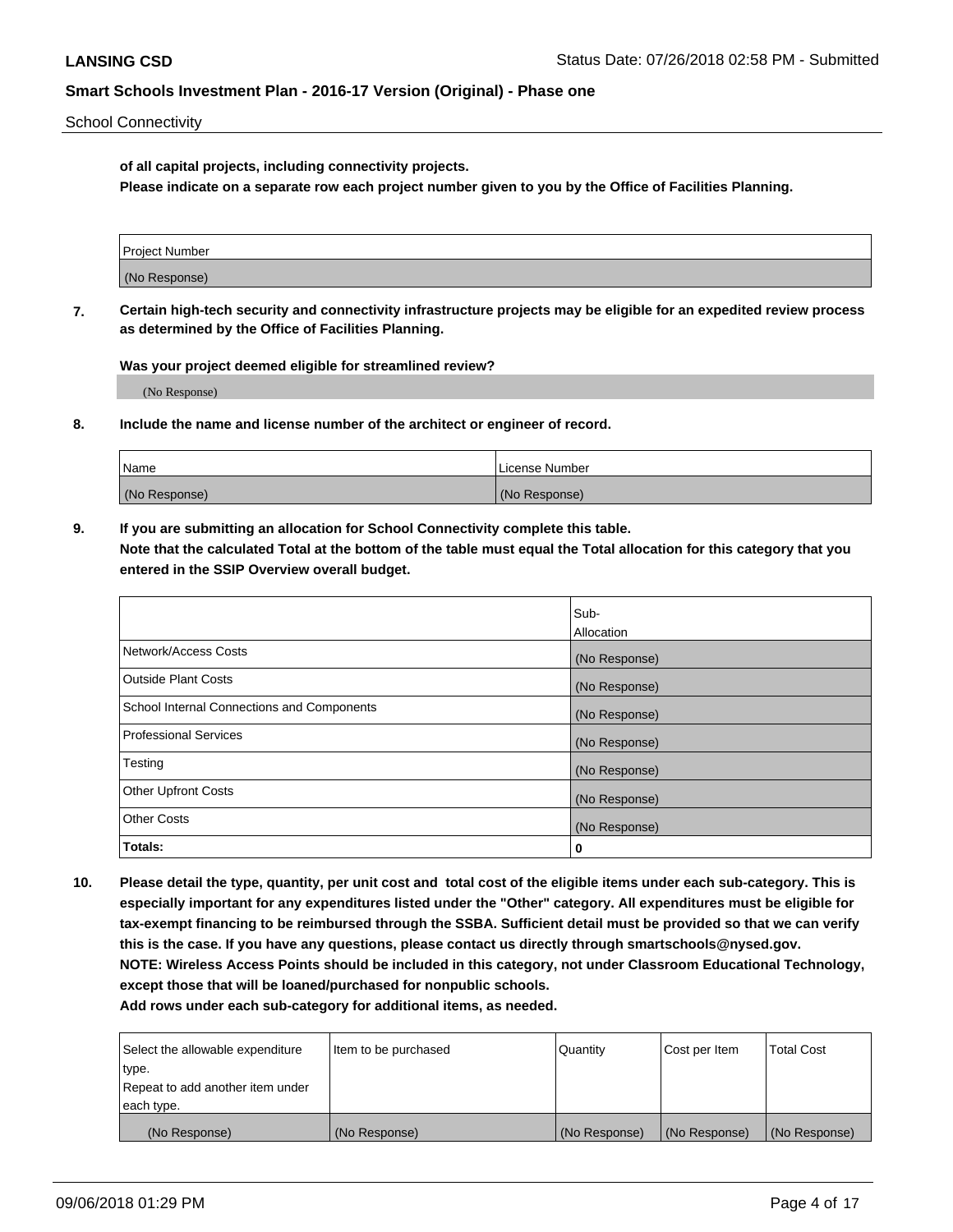School Connectivity

**of all capital projects, including connectivity projects.**
**Please indicate on a separate row each project number given to you by the Office of Facilities Planning.**

| Project Number |
|---|
| (No Response) |

**7. Certain high-tech security and connectivity infrastructure projects may be eligible for an expedited review process as determined by the Office of Facilities Planning.**

**Was your project deemed eligible for streamlined review?**

(No Response)

**8. Include the name and license number of the architect or engineer of record.**

| Name | License Number |
|---|---|
| (No Response) | (No Response) |

**9. If you are submitting an allocation for School Connectivity complete this table.**
**Note that the calculated Total at the bottom of the table must equal the Total allocation for this category that you entered in the SSIP Overview overall budget.**

| | Sub-Allocation |
|---|---|
| Network/Access Costs | (No Response) |
| Outside Plant Costs | (No Response) |
| School Internal Connections and Components | (No Response) |
| Professional Services | (No Response) |
| Testing | (No Response) |
| Other Upfront Costs | (No Response) |
| Other Costs | (No Response) |
| **Totals:** | **0** |

**10. Please detail the type, quantity, per unit cost and total cost of the eligible items under each sub-category. This is especially important for any expenditures listed under the "Other" category. All expenditures must be eligible for tax-exempt financing to be reimbursed through the SSBA. Sufficient detail must be provided so that we can verify this is the case. If you have any questions, please contact us directly through smartschools@nysed.gov.**
**NOTE: Wireless Access Points should be included in this category, not under Classroom Educational Technology, except those that will be loaned/purchased for nonpublic schools.**
**Add rows under each sub-category for additional items, as needed.**

| Select the allowable expenditure type. Repeat to add another item under each type. | Item to be purchased | Quantity | Cost per Item | Total Cost |
|---|---|---|---|---|
| (No Response) | (No Response) | (No Response) | (No Response) | (No Response) |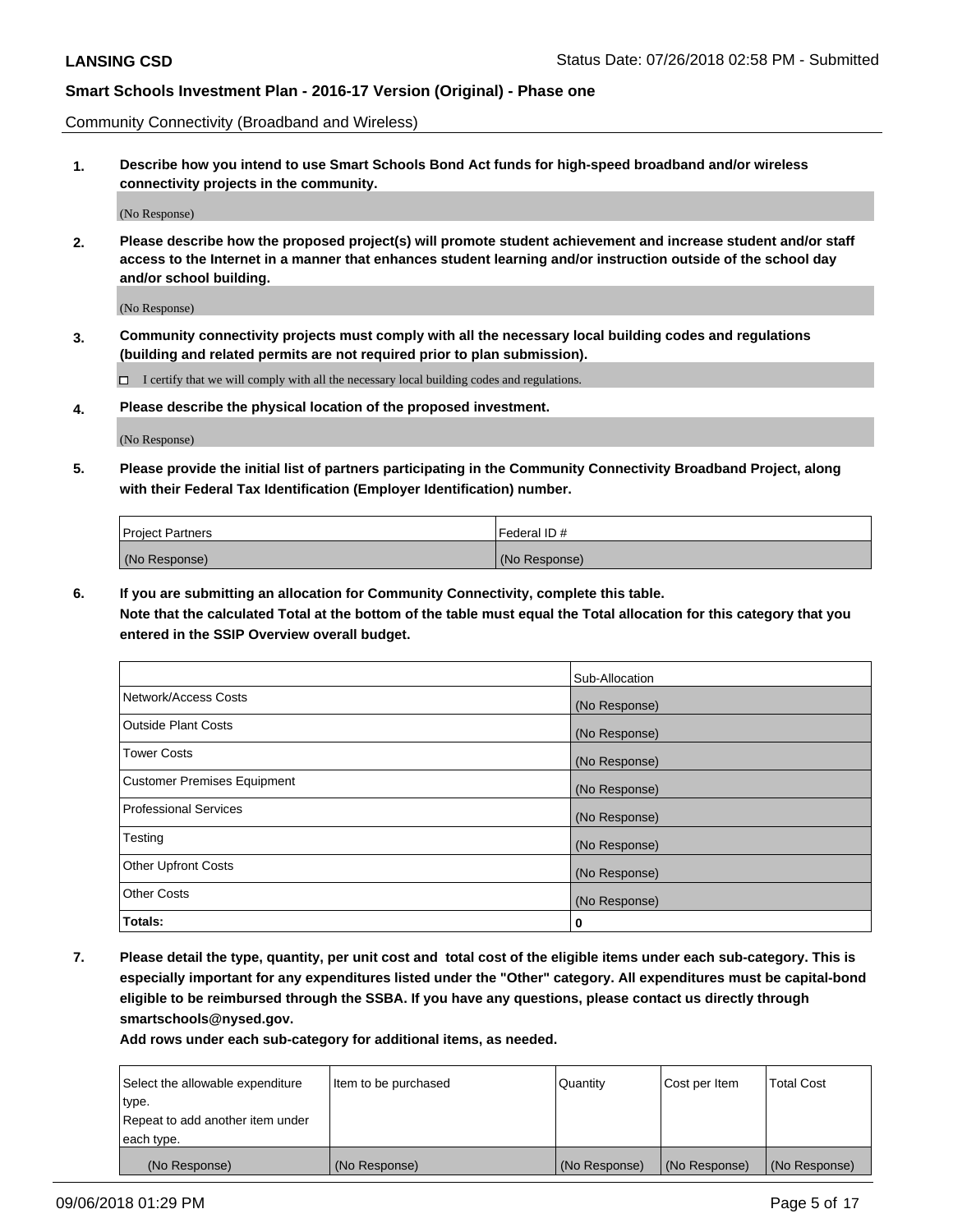Community Connectivity (Broadband and Wireless)

**1. Describe how you intend to use Smart Schools Bond Act funds for high-speed broadband and/or wireless connectivity projects in the community.**

(No Response)

**2. Please describe how the proposed project(s) will promote student achievement and increase student and/or staff access to the Internet in a manner that enhances student learning and/or instruction outside of the school day and/or school building.**

(No Response)

**3. Community connectivity projects must comply with all the necessary local building codes and regulations (building and related permits are not required prior to plan submission).**

☐ I certify that we will comply with all the necessary local building codes and regulations.

**4. Please describe the physical location of the proposed investment.**

(No Response)

**5. Please provide the initial list of partners participating in the Community Connectivity Broadband Project, along with their Federal Tax Identification (Employer Identification) number.**

| Project Partners | Federal ID # |
|---|---|
| (No Response) | (No Response) |

**6. If you are submitting an allocation for Community Connectivity, complete this table. Note that the calculated Total at the bottom of the table must equal the Total allocation for this category that you entered in the SSIP Overview overall budget.**

| | Sub-Allocation |
|---|---|
| Network/Access Costs | (No Response) |
| Outside Plant Costs | (No Response) |
| Tower Costs | (No Response) |
| Customer Premises Equipment | (No Response) |
| Professional Services | (No Response) |
| Testing | (No Response) |
| Other Upfront Costs | (No Response) |
| Other Costs | (No Response) |
| **Totals:** | **0** |

**7. Please detail the type, quantity, per unit cost and total cost of the eligible items under each sub-category. This is especially important for any expenditures listed under the "Other" category. All expenditures must be capital-bond eligible to be reimbursed through the SSBA. If you have any questions, please contact us directly through smartschools@nysed.gov.**

**Add rows under each sub-category for additional items, as needed.**

| Select the allowable expenditure type. Repeat to add another item under each type. | Item to be purchased | Quantity | Cost per Item | Total Cost |
|---|---|---|---|---|
| (No Response) | (No Response) | (No Response) | (No Response) | (No Response) |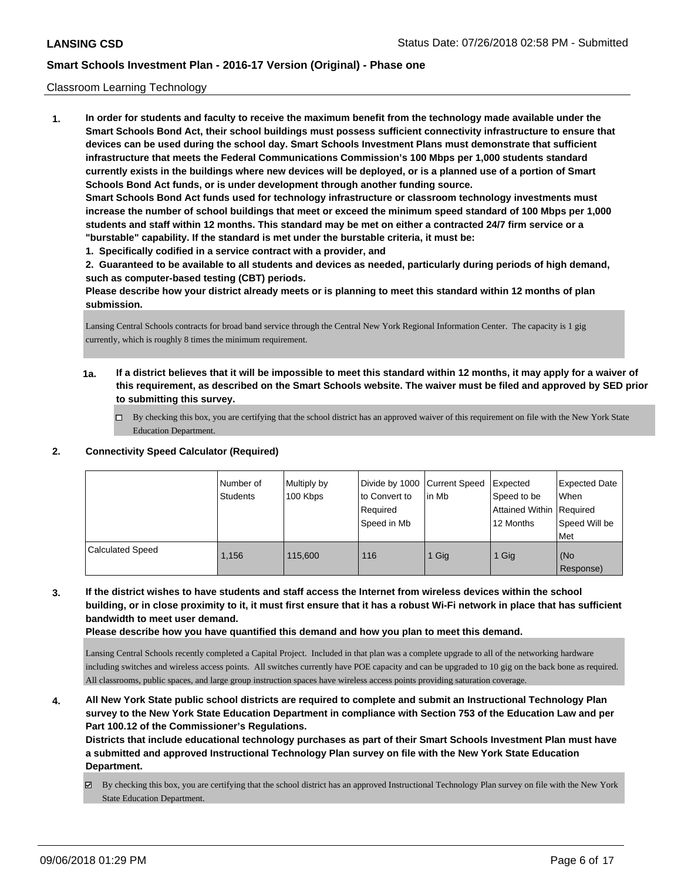Classroom Learning Technology

**1. In order for students and faculty to receive the maximum benefit from the technology made available under the Smart Schools Bond Act, their school buildings must possess sufficient connectivity infrastructure to ensure that devices can be used during the school day. Smart Schools Investment Plans must demonstrate that sufficient infrastructure that meets the Federal Communications Commission's 100 Mbps per 1,000 students standard currently exists in the buildings where new devices will be deployed, or is a planned use of a portion of Smart Schools Bond Act funds, or is under development through another funding source.**

**Smart Schools Bond Act funds used for technology infrastructure or classroom technology investments must increase the number of school buildings that meet or exceed the minimum speed standard of 100 Mbps per 1,000 students and staff within 12 months. This standard may be met on either a contracted 24/7 firm service or a "burstable" capability. If the standard is met under the burstable criteria, it must be:**

**1. Specifically codified in a service contract with a provider, and**

**2. Guaranteed to be available to all students and devices as needed, particularly during periods of high demand, such as computer-based testing (CBT) periods.**

**Please describe how your district already meets or is planning to meet this standard within 12 months of plan submission.**

Lansing Central Schools contracts for broad band service through the Central New York Regional Information Center. The capacity is 1 gig currently, which is roughly 8 times the minimum requirement.

**1a. If a district believes that it will be impossible to meet this standard within 12 months, it may apply for a waiver of this requirement, as described on the Smart Schools website. The waiver must be filed and approved by SED prior to submitting this survey.**

☐ By checking this box, you are certifying that the school district has an approved waiver of this requirement on file with the New York State Education Department.

**2. Connectivity Speed Calculator (Required)**

| | Number of Students | Multiply by 100 Kbps | Divide by 1000 to Convert to Required Speed in Mb | Current Speed in Mb | Expected Speed to be Attained Within 12 Months | Expected Date When Required Speed Will be Met |
|---|---|---|---|---|---|---|
| Calculated Speed | 1,156 | 115,600 | 116 | 1 Gig | 1 Gig | (No Response) |

**3. If the district wishes to have students and staff access the Internet from wireless devices within the school building, or in close proximity to it, it must first ensure that it has a robust Wi-Fi network in place that has sufficient bandwidth to meet user demand.**

**Please describe how you have quantified this demand and how you plan to meet this demand.**

Lansing Central Schools recently completed a Capital Project. Included in that plan was a complete upgrade to all of the networking hardware including switches and wireless access points. All switches currently have POE capacity and can be upgraded to 10 gig on the back bone as required. All classrooms, public spaces, and large group instruction spaces have wireless access points providing saturation coverage.

**4. All New York State public school districts are required to complete and submit an Instructional Technology Plan survey to the New York State Education Department in compliance with Section 753 of the Education Law and per Part 100.12 of the Commissioner's Regulations.**

**Districts that include educational technology purchases as part of their Smart Schools Investment Plan must have a submitted and approved Instructional Technology Plan survey on file with the New York State Education Department.**

☑ By checking this box, you are certifying that the school district has an approved Instructional Technology Plan survey on file with the New York State Education Department.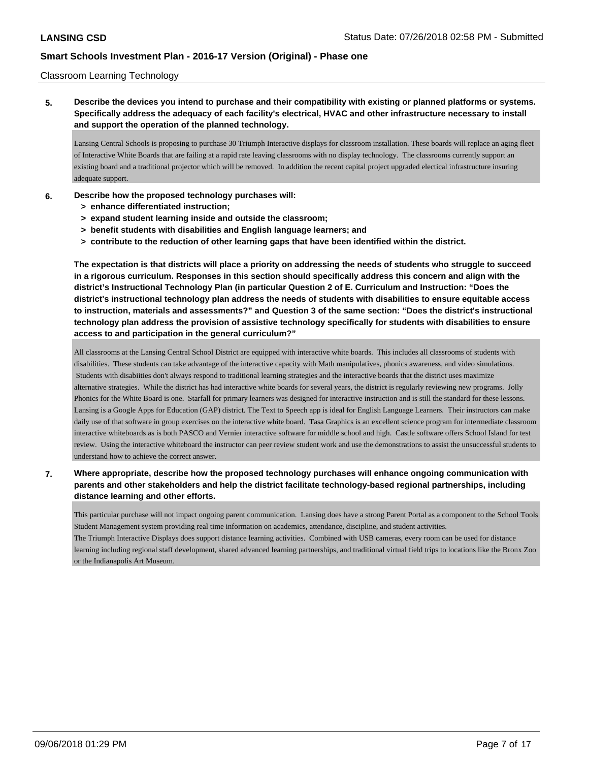Classroom Learning Technology

**5. Describe the devices you intend to purchase and their compatibility with existing or planned platforms or systems. Specifically address the adequacy of each facility's electrical, HVAC and other infrastructure necessary to install and support the operation of the planned technology.**

Lansing Central Schools is proposing to purchase 30 Triumph Interactive displays for classroom installation. These boards will replace an aging fleet of Interactive White Boards that are failing at a rapid rate leaving classrooms with no display technology. The classrooms currently support an existing board and a traditional projector which will be removed. In addition the recent capital project upgraded electical infrastructure insuring adequate support.

**6. Describe how the proposed technology purchases will:**
- **> enhance differentiated instruction;**
- **> expand student learning inside and outside the classroom;**
- **> benefit students with disabilities and English language learners; and**
- **> contribute to the reduction of other learning gaps that have been identified within the district.**

**The expectation is that districts will place a priority on addressing the needs of students who struggle to succeed in a rigorous curriculum. Responses in this section should specifically address this concern and align with the district's Instructional Technology Plan (in particular Question 2 of E. Curriculum and Instruction: "Does the district's instructional technology plan address the needs of students with disabilities to ensure equitable access to instruction, materials and assessments?" and Question 3 of the same section: "Does the district's instructional technology plan address the provision of assistive technology specifically for students with disabilities to ensure access to and participation in the general curriculum?"**

All classrooms at the Lansing Central School District are equipped with interactive white boards. This includes all classrooms of students with disabilities. These students can take advantage of the interactive capacity with Math manipulatives, phonics awareness, and video simulations. Students with disabiities don't always respond to traditional learning strategies and the interactive boards that the district uses maximize alternative strategies. While the district has had interactive white boards for several years, the district is regularly reviewing new programs. Jolly Phonics for the White Board is one. Starfall for primary learners was designed for interactive instruction and is still the standard for these lessons. Lansing is a Google Apps for Education (GAP) district. The Text to Speech app is ideal for English Language Learners. Their instructors can make daily use of that software in group exercises on the interactive white board. Tasa Graphics is an excellent science program for intermediate classroom interactive whiteboards as is both PASCO and Vernier interactive software for middle school and high. Castle software offers School Island for test review. Using the interactive whiteboard the instructor can peer review student work and use the demonstrations to assist the unsuccessful students to understand how to achieve the correct answer.

**7. Where appropriate, describe how the proposed technology purchases will enhance ongoing communication with parents and other stakeholders and help the district facilitate technology-based regional partnerships, including distance learning and other efforts.**

This particular purchase will not impact ongoing parent communication. Lansing does have a strong Parent Portal as a component to the School Tools Student Management system providing real time information on academics, attendance, discipline, and student activities.
The Triumph Interactive Displays does support distance learning activities. Combined with USB cameras, every room can be used for distance learning including regional staff development, shared advanced learning partnerships, and traditional virtual field trips to locations like the Bronx Zoo or the Indianapolis Art Museum.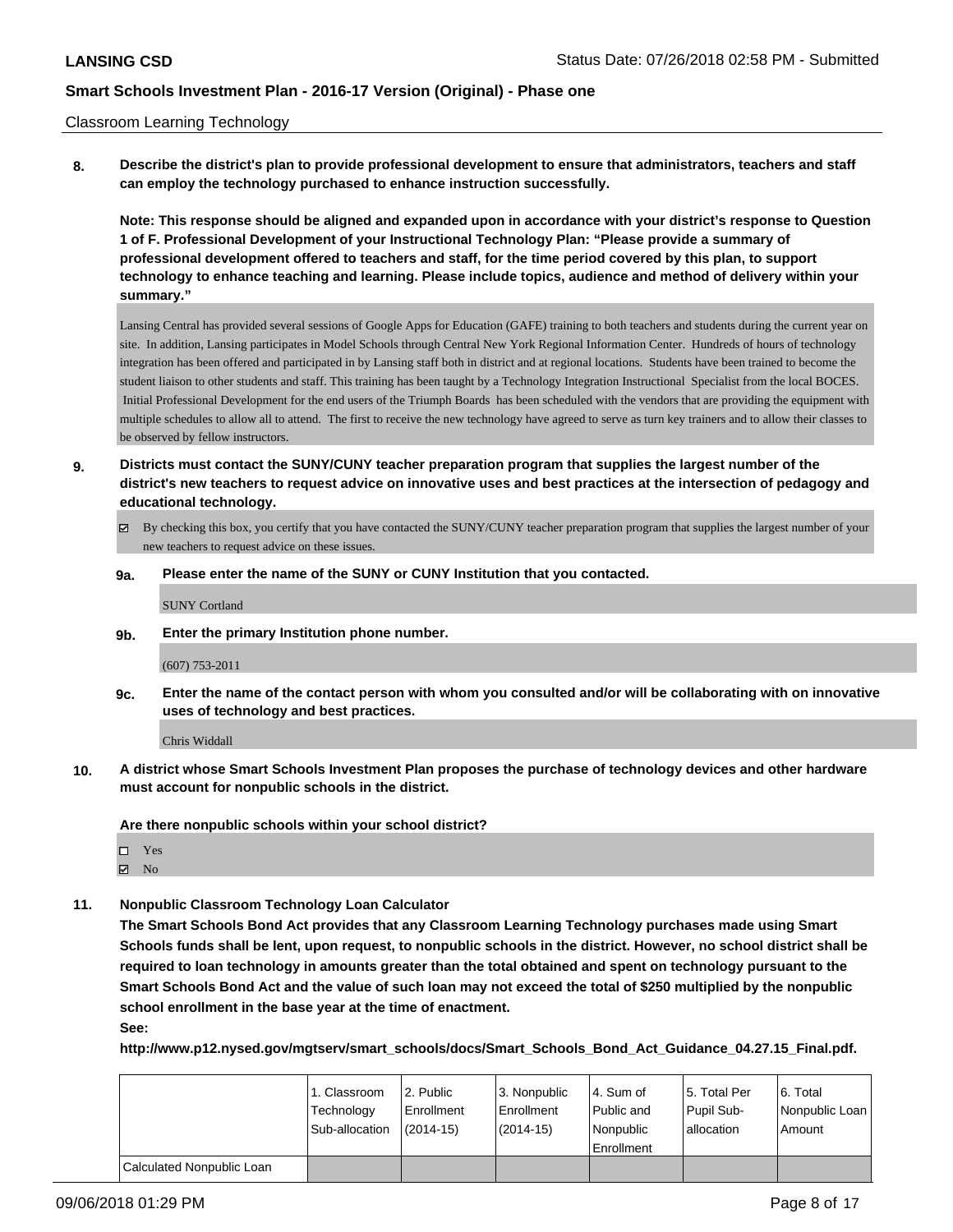Classroom Learning Technology

**8. Describe the district's plan to provide professional development to ensure that administrators, teachers and staff can employ the technology purchased to enhance instruction successfully.**

**Note: This response should be aligned and expanded upon in accordance with your district's response to Question 1 of F. Professional Development of your Instructional Technology Plan: "Please provide a summary of professional development offered to teachers and staff, for the time period covered by this plan, to support technology to enhance teaching and learning. Please include topics, audience and method of delivery within your summary."**

Lansing Central has provided several sessions of Google Apps for Education (GAFE) training to both teachers and students during the current year on site. In addition, Lansing participates in Model Schools through Central New York Regional Information Center. Hundreds of hours of technology integration has been offered and participated in by Lansing staff both in district and at regional locations. Students have been trained to become the student liaison to other students and staff. This training has been taught by a Technology Integration Instructional Specialist from the local BOCES. Initial Professional Development for the end users of the Triumph Boards has been scheduled with the vendors that are providing the equipment with multiple schedules to allow all to attend. The first to receive the new technology have agreed to serve as turn key trainers and to allow their classes to be observed by fellow instructors.

**9. Districts must contact the SUNY/CUNY teacher preparation program that supplies the largest number of the district's new teachers to request advice on innovative uses and best practices at the intersection of pedagogy and educational technology.**

☑ By checking this box, you certify that you have contacted the SUNY/CUNY teacher preparation program that supplies the largest number of your new teachers to request advice on these issues.

**9a. Please enter the name of the SUNY or CUNY Institution that you contacted.**

SUNY Cortland

**9b. Enter the primary Institution phone number.**

(607) 753-2011

**9c. Enter the name of the contact person with whom you consulted and/or will be collaborating with on innovative uses of technology and best practices.**

Chris Widdall

**10. A district whose Smart Schools Investment Plan proposes the purchase of technology devices and other hardware must account for nonpublic schools in the district.**

**Are there nonpublic schools within your school district?**

☐ Yes
☑ No

**11. Nonpublic Classroom Technology Loan Calculator**

**The Smart Schools Bond Act provides that any Classroom Learning Technology purchases made using Smart Schools funds shall be lent, upon request, to nonpublic schools in the district. However, no school district shall be required to loan technology in amounts greater than the total obtained and spent on technology pursuant to the Smart Schools Bond Act and the value of such loan may not exceed the total of $250 multiplied by the nonpublic school enrollment in the base year at the time of enactment.**

**See:**

**http://www.p12.nysed.gov/mgtserv/smart_schools/docs/Smart_Schools_Bond_Act_Guidance_04.27.15_Final.pdf.**

| | 1. Classroom Technology Sub-allocation | 2. Public Enrollment (2014-15) | 3. Nonpublic Enrollment (2014-15) | 4. Sum of Public and Nonpublic Enrollment | 5. Total Per Pupil Sub-allocation | 6. Total Nonpublic Loan Amount |
|---|---|---|---|---|---|---|
| Calculated Nonpublic Loan | | | | | | |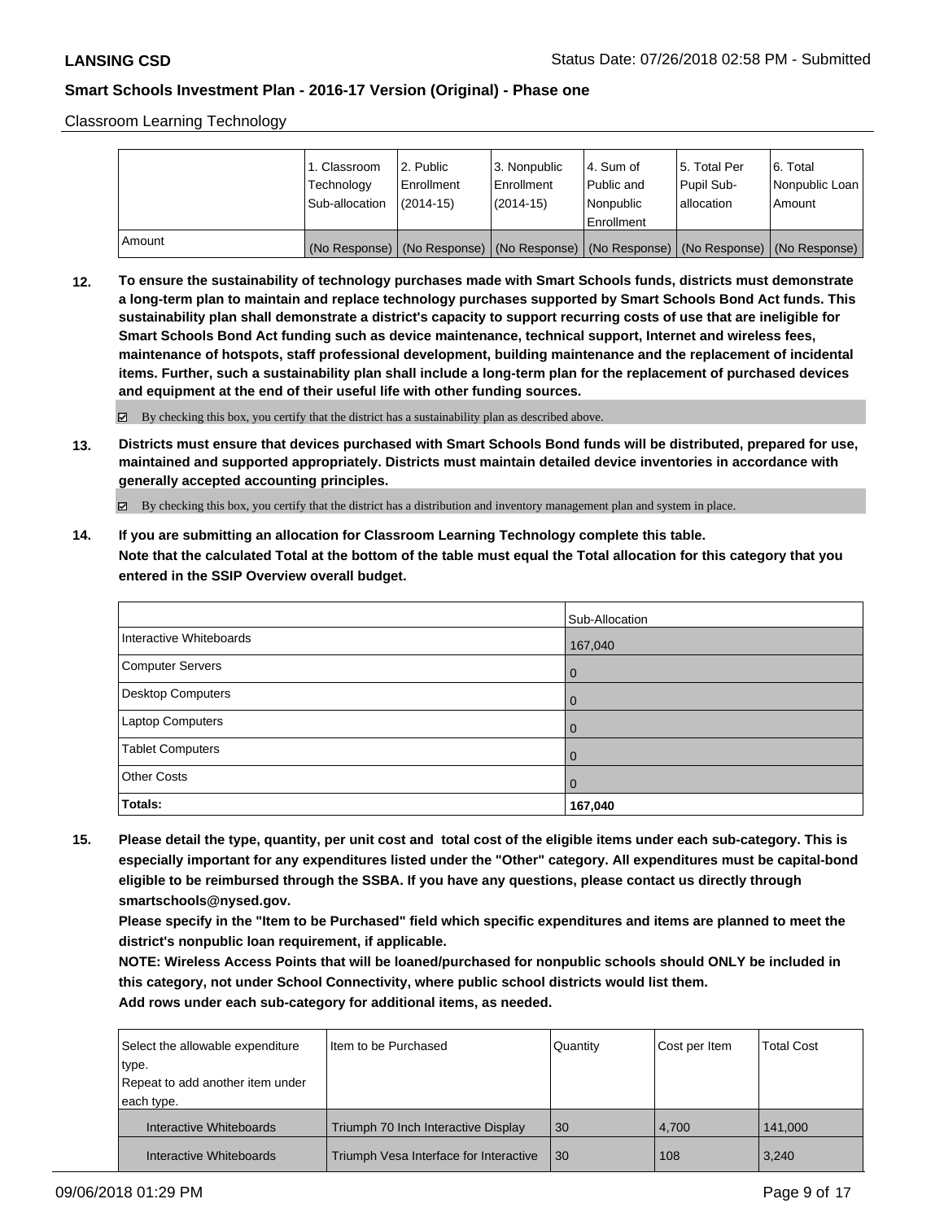Classroom Learning Technology

| | 1. Classroom Technology Sub-allocation | 2. Public Enrollment (2014-15) | 3. Nonpublic Enrollment (2014-15) | 4. Sum of Public and Nonpublic Enrollment | 5. Total Per Pupil Sub-allocation | 6. Total Nonpublic Loan Amount |
|---|---|---|---|---|---|---|
| Amount | (No Response) | (No Response) | (No Response) | (No Response) | (No Response) | (No Response) |

**12. To ensure the sustainability of technology purchases made with Smart Schools funds, districts must demonstrate a long-term plan to maintain and replace technology purchases supported by Smart Schools Bond Act funds. This sustainability plan shall demonstrate a district's capacity to support recurring costs of use that are ineligible for Smart Schools Bond Act funding such as device maintenance, technical support, Internet and wireless fees, maintenance of hotspots, staff professional development, building maintenance and the replacement of incidental items. Further, such a sustainability plan shall include a long-term plan for the replacement of purchased devices and equipment at the end of their useful life with other funding sources.**

☑ By checking this box, you certify that the district has a sustainability plan as described above.

**13. Districts must ensure that devices purchased with Smart Schools Bond funds will be distributed, prepared for use, maintained and supported appropriately. Districts must maintain detailed device inventories in accordance with generally accepted accounting principles.**

☑ By checking this box, you certify that the district has a distribution and inventory management plan and system in place.

**14. If you are submitting an allocation for Classroom Learning Technology complete this table. Note that the calculated Total at the bottom of the table must equal the Total allocation for this category that you entered in the SSIP Overview overall budget.**

| | Sub-Allocation |
|---|---|
| Interactive Whiteboards | 167,040 |
| Computer Servers | 0 |
| Desktop Computers | 0 |
| Laptop Computers | 0 |
| Tablet Computers | 0 |
| Other Costs | 0 |
| **Totals:** | **167,040** |

**15. Please detail the type, quantity, per unit cost and total cost of the eligible items under each sub-category. This is especially important for any expenditures listed under the "Other" category. All expenditures must be capital-bond eligible to be reimbursed through the SSBA. If you have any questions, please contact us directly through smartschools@nysed.gov.**

**Please specify in the "Item to be Purchased" field which specific expenditures and items are planned to meet the district's nonpublic loan requirement, if applicable.**

**NOTE: Wireless Access Points that will be loaned/purchased for nonpublic schools should ONLY be included in this category, not under School Connectivity, where public school districts would list them.**

**Add rows under each sub-category for additional items, as needed.**

| Select the allowable expenditure type. Repeat to add another item under each type. | Item to be Purchased | Quantity | Cost per Item | Total Cost |
|---|---|---|---|---|
| Interactive Whiteboards | Triumph 70 Inch Interactive Display | 30 | 4,700 | 141,000 |
| Interactive Whiteboards | Triumph Vesa Interface for Interactive | 30 | 108 | 3,240 |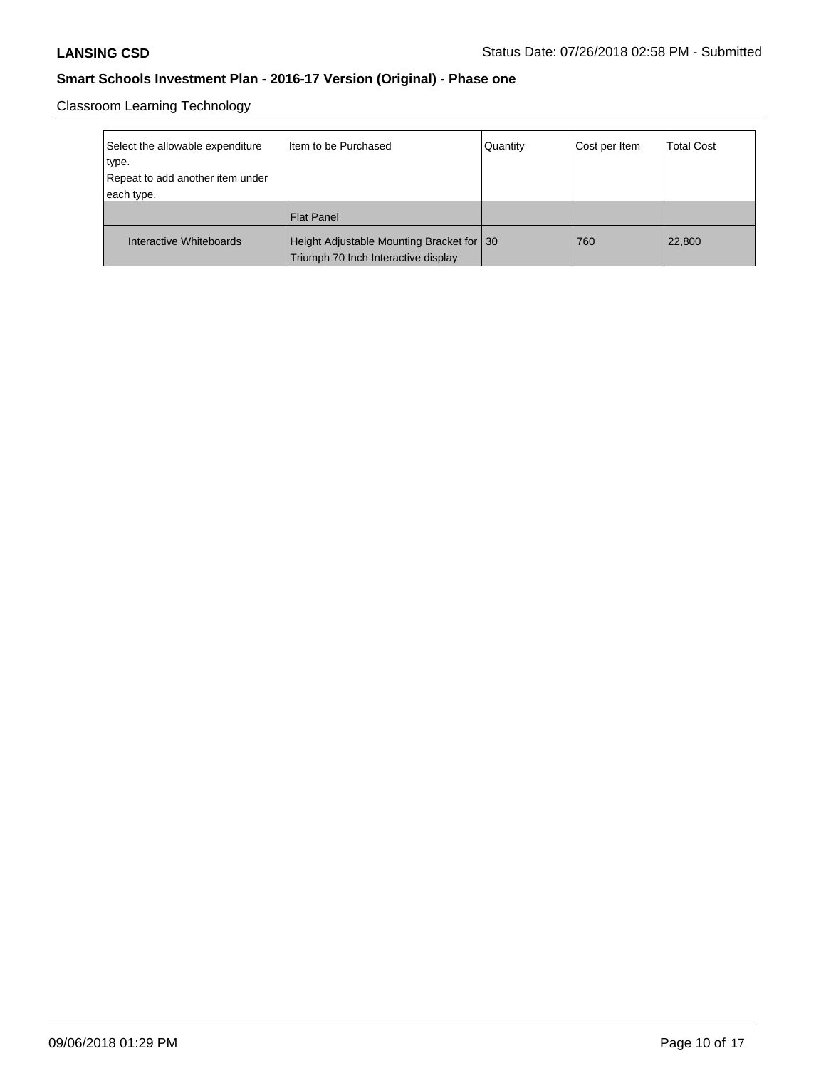**LANSING CSD**

**Smart Schools Investment Plan - 2016-17 Version (Original) - Phase one**

Classroom Learning Technology

| Select the allowable expenditure type. Repeat to add another item under each type. | Item to be Purchased | Quantity | Cost per Item | Total Cost |
|---|---|---|---|---|
| | Flat Panel | | | |
| Interactive Whiteboards | Height Adjustable Mounting Bracket for Triumph 70 Inch Interactive display | 30 | 760 | 22,800 |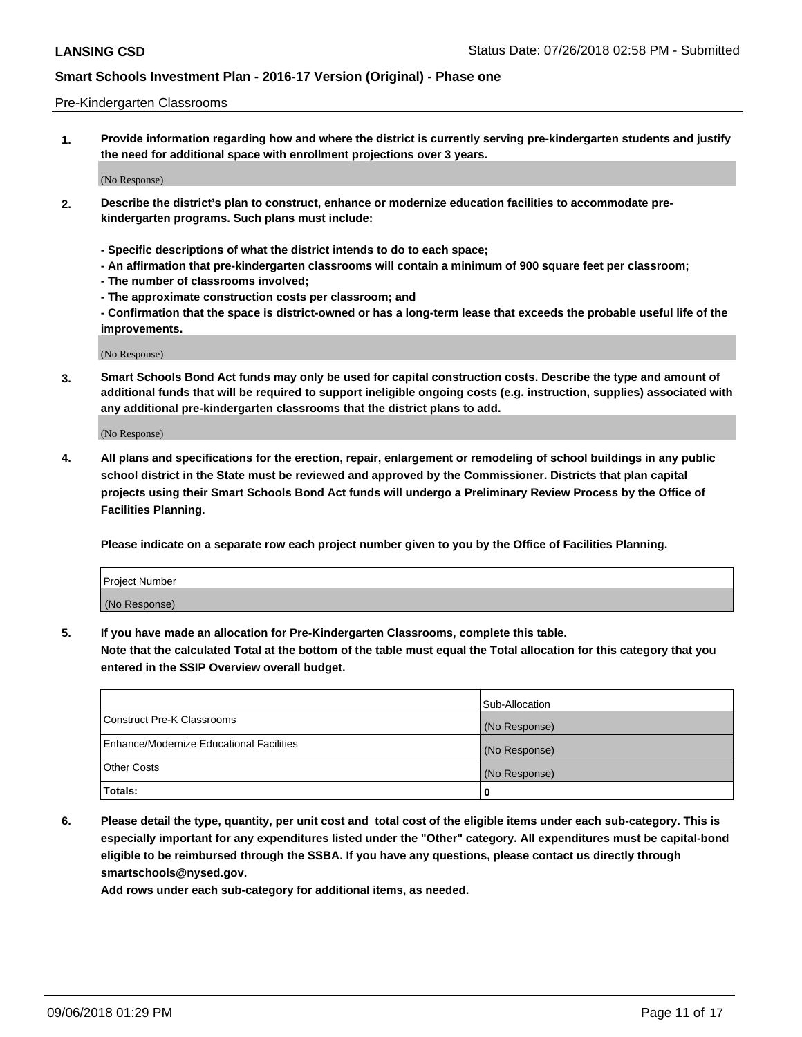Pre-Kindergarten Classrooms

1. **Provide information regarding how and where the district is currently serving pre-kindergarten students and justify the need for additional space with enrollment projections over 3 years.**

   (No Response)

2. **Describe the district's plan to construct, enhance or modernize education facilities to accommodate pre-kindergarten programs. Such plans must include:**

   **- Specific descriptions of what the district intends to do to each space;**
   **- An affirmation that pre-kindergarten classrooms will contain a minimum of 900 square feet per classroom;**
   **- The number of classrooms involved;**
   **- The approximate construction costs per classroom; and**
   **- Confirmation that the space is district-owned or has a long-term lease that exceeds the probable useful life of the improvements.**

   (No Response)

3. **Smart Schools Bond Act funds may only be used for capital construction costs. Describe the type and amount of additional funds that will be required to support ineligible ongoing costs (e.g. instruction, supplies) associated with any additional pre-kindergarten classrooms that the district plans to add.**

   (No Response)

4. **All plans and specifications for the erection, repair, enlargement or remodeling of school buildings in any public school district in the State must be reviewed and approved by the Commissioner. Districts that plan capital projects using their Smart Schools Bond Act funds will undergo a Preliminary Review Process by the Office of Facilities Planning.**

   **Please indicate on a separate row each project number given to you by the Office of Facilities Planning.**

| Project Number |
|---|
| (No Response) |

5. **If you have made an allocation for Pre-Kindergarten Classrooms, complete this table.**
   **Note that the calculated Total at the bottom of the table must equal the Total allocation for this category that you entered in the SSIP Overview overall budget.**

| | Sub-Allocation |
|---|---|
| Construct Pre-K Classrooms | (No Response) |
| Enhance/Modernize Educational Facilities | (No Response) |
| Other Costs | (No Response) |
| **Totals:** | **0** |

6. **Please detail the type, quantity, per unit cost and total cost of the eligible items under each sub-category. This is especially important for any expenditures listed under the "Other" category. All expenditures must be capital-bond eligible to be reimbursed through the SSBA. If you have any questions, please contact us directly through smartschools@nysed.gov.**
   **Add rows under each sub-category for additional items, as needed.**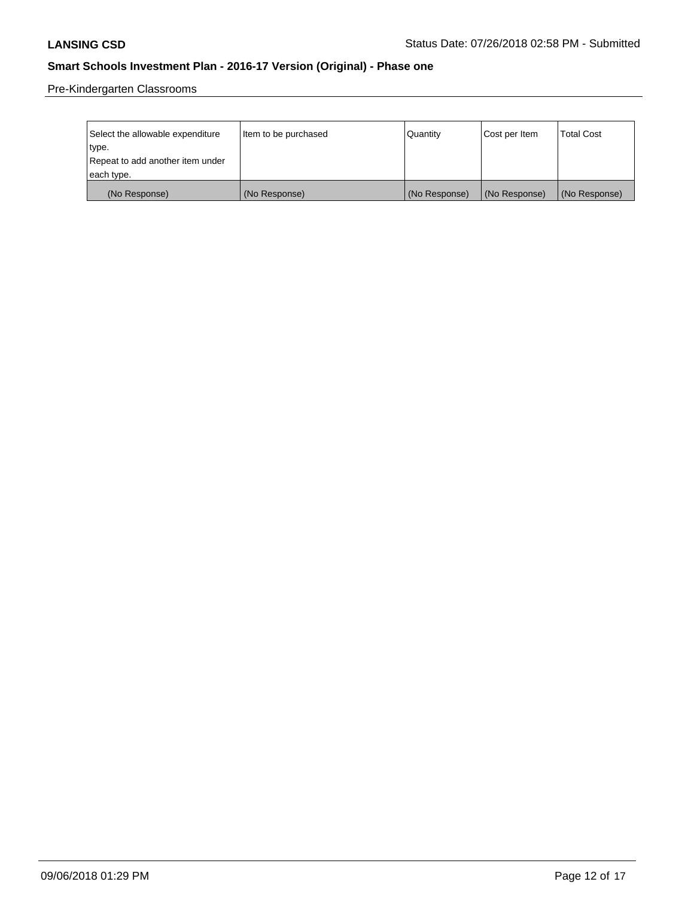Pre-Kindergarten Classrooms

| Select the allowable expenditure type. Repeat to add another item under each type. | Item to be purchased | Quantity | Cost per Item | Total Cost |
|---|---|---|---|---|
| (No Response) | (No Response) | (No Response) | (No Response) | (No Response) |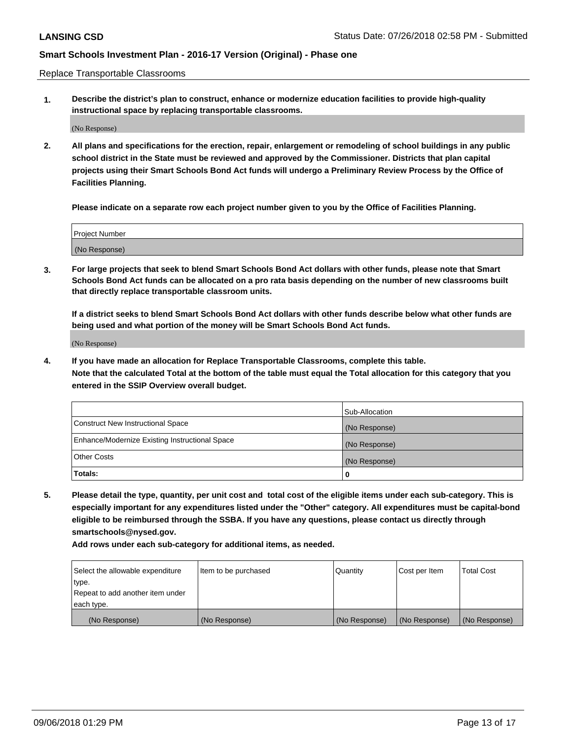Replace Transportable Classrooms

1. **Describe the district's plan to construct, enhance or modernize education facilities to provide high-quality instructional space by replacing transportable classrooms.**

(No Response)

2. **All plans and specifications for the erection, repair, enlargement or remodeling of school buildings in any public school district in the State must be reviewed and approved by the Commissioner. Districts that plan capital projects using their Smart Schools Bond Act funds will undergo a Preliminary Review Process by the Office of Facilities Planning.**

**Please indicate on a separate row each project number given to you by the Office of Facilities Planning.**

| Project Number |
|---|
| (No Response) |

3. **For large projects that seek to blend Smart Schools Bond Act dollars with other funds, please note that Smart Schools Bond Act funds can be allocated on a pro rata basis depending on the number of new classrooms built that directly replace transportable classroom units.**

**If a district seeks to blend Smart Schools Bond Act dollars with other funds describe below what other funds are being used and what portion of the money will be Smart Schools Bond Act funds.**

(No Response)

4. **If you have made an allocation for Replace Transportable Classrooms, complete this table. Note that the calculated Total at the bottom of the table must equal the Total allocation for this category that you entered in the SSIP Overview overall budget.**

| | Sub-Allocation |
|---|---|
| Construct New Instructional Space | (No Response) |
| Enhance/Modernize Existing Instructional Space | (No Response) |
| Other Costs | (No Response) |
| **Totals:** | **0** |

5. **Please detail the type, quantity, per unit cost and total cost of the eligible items under each sub-category. This is especially important for any expenditures listed under the "Other" category. All expenditures must be capital-bond eligible to be reimbursed through the SSBA. If you have any questions, please contact us directly through smartschools@nysed.gov.**

**Add rows under each sub-category for additional items, as needed.**

| Select the allowable expenditure type. Repeat to add another item under each type. | Item to be purchased | Quantity | Cost per Item | Total Cost |
|---|---|---|---|---|
| (No Response) | (No Response) | (No Response) | (No Response) | (No Response) |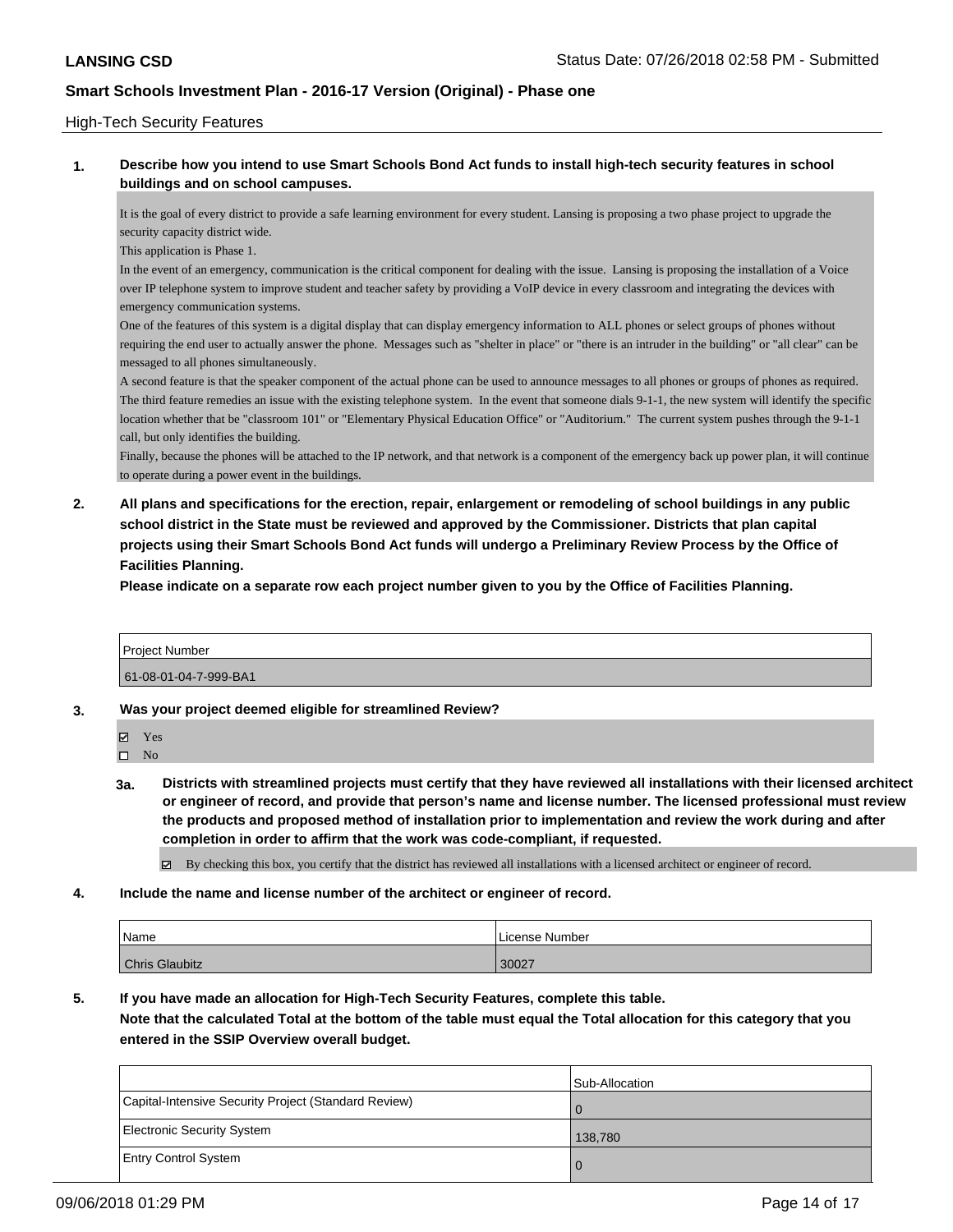## High-Tech Security Features

**1. Describe how you intend to use Smart Schools Bond Act funds to install high-tech security features in school buildings and on school campuses.**

It is the goal of every district to provide a safe learning environment for every student. Lansing is proposing a two phase project to upgrade the security capacity district wide.
This application is Phase 1.
In the event of an emergency, communication is the critical component for dealing with the issue. Lansing is proposing the installation of a Voice over IP telephone system to improve student and teacher safety by providing a VoIP device in every classroom and integrating the devices with emergency communication systems.
One of the features of this system is a digital display that can display emergency information to ALL phones or select groups of phones without requiring the end user to actually answer the phone. Messages such as "shelter in place" or "there is an intruder in the building" or "all clear" can be messaged to all phones simultaneously.
A second feature is that the speaker component of the actual phone can be used to announce messages to all phones or groups of phones as required.
The third feature remedies an issue with the existing telephone system. In the event that someone dials 9-1-1, the new system will identify the specific location whether that be "classroom 101" or "Elementary Physical Education Office" or "Auditorium." The current system pushes through the 9-1-1 call, but only identifies the building.
Finally, because the phones will be attached to the IP network, and that network is a component of the emergency back up power plan, it will continue to operate during a power event in the buildings.

**2. All plans and specifications for the erection, repair, enlargement or remodeling of school buildings in any public school district in the State must be reviewed and approved by the Commissioner. Districts that plan capital projects using their Smart Schools Bond Act funds will undergo a Preliminary Review Process by the Office of Facilities Planning.**

**Please indicate on a separate row each project number given to you by the Office of Facilities Planning.**

| Project Number |
|---|
| 61-08-01-04-7-999-BA1 |

**3. Was your project deemed eligible for streamlined Review?**

- ☑ Yes
- ☐ No

**3a. Districts with streamlined projects must certify that they have reviewed all installations with their licensed architect or engineer of record, and provide that person's name and license number. The licensed professional must review the products and proposed method of installation prior to implementation and review the work during and after completion in order to affirm that the work was code-compliant, if requested.**

☑ By checking this box, you certify that the district has reviewed all installations with a licensed architect or engineer of record.

**4. Include the name and license number of the architect or engineer of record.**

| Name | License Number |
|---|---|
| Chris Glaubitz | 30027 |

**5. If you have made an allocation for High-Tech Security Features, complete this table.**
**Note that the calculated Total at the bottom of the table must equal the Total allocation for this category that you entered in the SSIP Overview overall budget.**

| | Sub-Allocation |
|---|---|
| Capital-Intensive Security Project (Standard Review) | 0 |
| Electronic Security System | 138,780 |
| Entry Control System | 0 |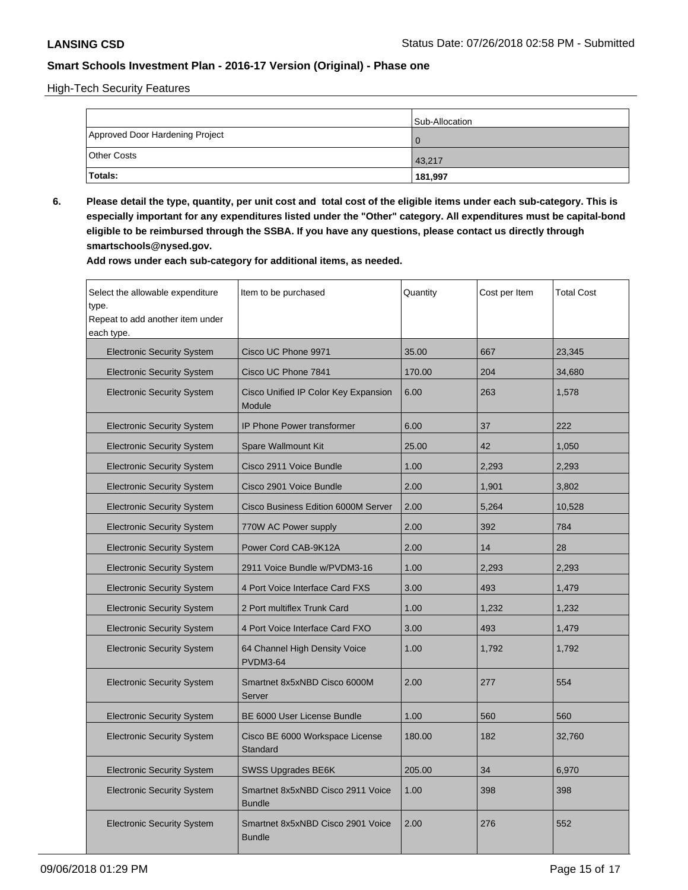High-Tech Security Features

| | Sub-Allocation |
|---|---|
| Approved Door Hardening Project | 0 |
| Other Costs | 43,217 |
| **Totals:** | **181,997** |

**6. Please detail the type, quantity, per unit cost and total cost of the eligible items under each sub-category. This is especially important for any expenditures listed under the "Other" category. All expenditures must be capital-bond eligible to be reimbursed through the SSBA. If you have any questions, please contact us directly through smartschools@nysed.gov.**

**Add rows under each sub-category for additional items, as needed.**

| Select the allowable expenditure type. Repeat to add another item under each type. | Item to be purchased | Quantity | Cost per Item | Total Cost |
|---|---|---|---|---|
| Electronic Security System | Cisco UC Phone 9971 | 35.00 | 667 | 23,345 |
| Electronic Security System | Cisco UC Phone 7841 | 170.00 | 204 | 34,680 |
| Electronic Security System | Cisco Unified IP Color Key Expansion Module | 6.00 | 263 | 1,578 |
| Electronic Security System | IP Phone Power transformer | 6.00 | 37 | 222 |
| Electronic Security System | Spare Wallmount Kit | 25.00 | 42 | 1,050 |
| Electronic Security System | Cisco 2911 Voice Bundle | 1.00 | 2,293 | 2,293 |
| Electronic Security System | Cisco 2901 Voice Bundle | 2.00 | 1,901 | 3,802 |
| Electronic Security System | Cisco Business Edition 6000M Server | 2.00 | 5,264 | 10,528 |
| Electronic Security System | 770W AC Power supply | 2.00 | 392 | 784 |
| Electronic Security System | Power Cord CAB-9K12A | 2.00 | 14 | 28 |
| Electronic Security System | 2911 Voice Bundle w/PVDM3-16 | 1.00 | 2,293 | 2,293 |
| Electronic Security System | 4 Port Voice Interface Card FXS | 3.00 | 493 | 1,479 |
| Electronic Security System | 2 Port multiflex Trunk Card | 1.00 | 1,232 | 1,232 |
| Electronic Security System | 4 Port Voice Interface Card FXO | 3.00 | 493 | 1,479 |
| Electronic Security System | 64 Channel High Density Voice PVDM3-64 | 1.00 | 1,792 | 1,792 |
| Electronic Security System | Smartnet 8x5xNBD Cisco 6000M Server | 2.00 | 277 | 554 |
| Electronic Security System | BE 6000 User License Bundle | 1.00 | 560 | 560 |
| Electronic Security System | Cisco BE 6000 Workspace License Standard | 180.00 | 182 | 32,760 |
| Electronic Security System | SWSS Upgrades BE6K | 205.00 | 34 | 6,970 |
| Electronic Security System | Smartnet 8x5xNBD Cisco 2911 Voice Bundle | 1.00 | 398 | 398 |
| Electronic Security System | Smartnet 8x5xNBD Cisco 2901 Voice Bundle | 2.00 | 276 | 552 |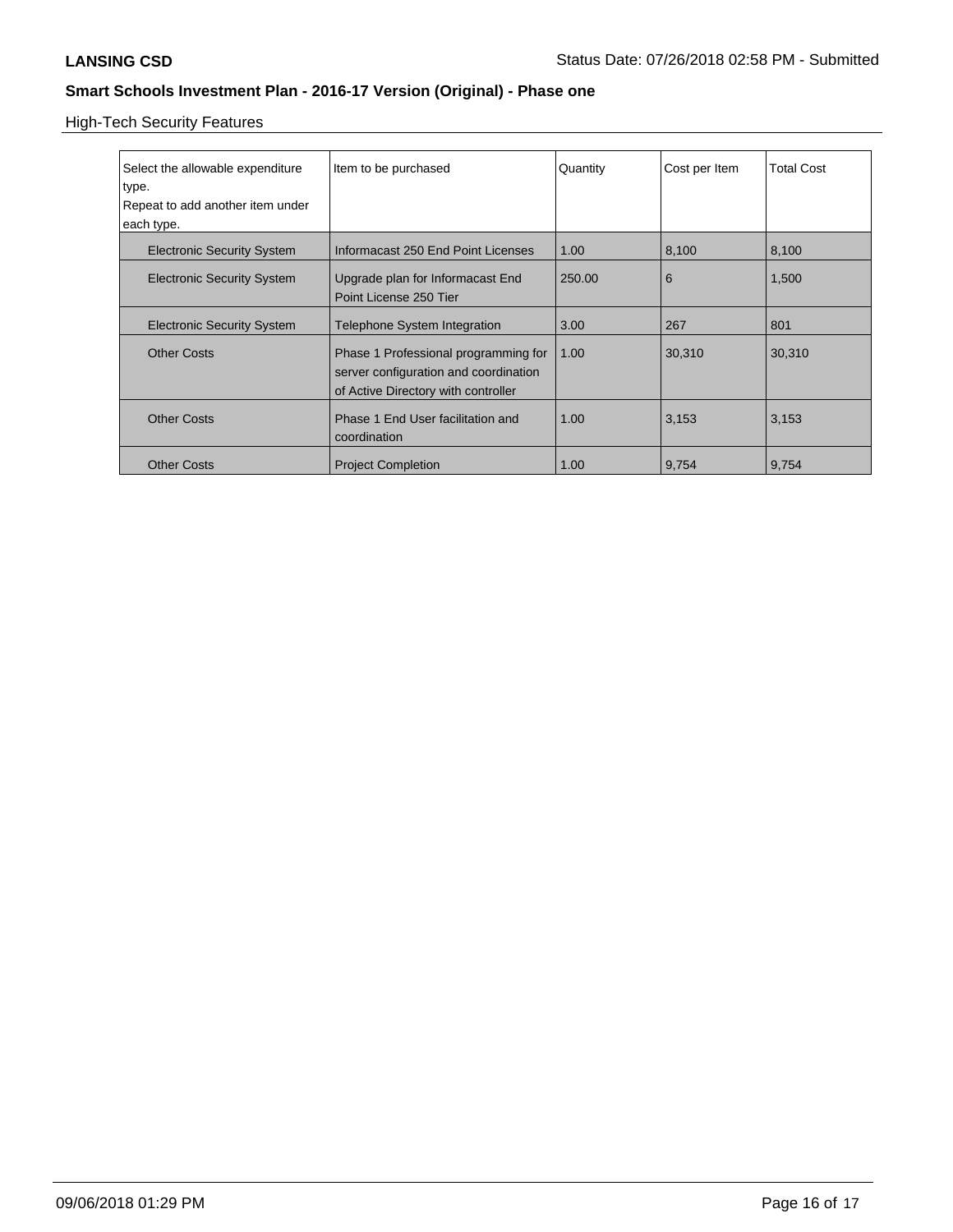## High-Tech Security Features

| Select the allowable expenditure type. Repeat to add another item under each type. | Item to be purchased | Quantity | Cost per Item | Total Cost |
|---|---|---|---|---|
| Electronic Security System | Informacast 250 End Point Licenses | 1.00 | 8,100 | 8,100 |
| Electronic Security System | Upgrade plan for Informacast End Point License 250 Tier | 250.00 | 6 | 1,500 |
| Electronic Security System | Telephone System Integration | 3.00 | 267 | 801 |
| Other Costs | Phase 1 Professional programming for server configuration and coordination of Active Directory with controller | 1.00 | 30,310 | 30,310 |
| Other Costs | Phase 1 End User facilitation and coordination | 1.00 | 3,153 | 3,153 |
| Other Costs | Project Completion | 1.00 | 9,754 | 9,754 |